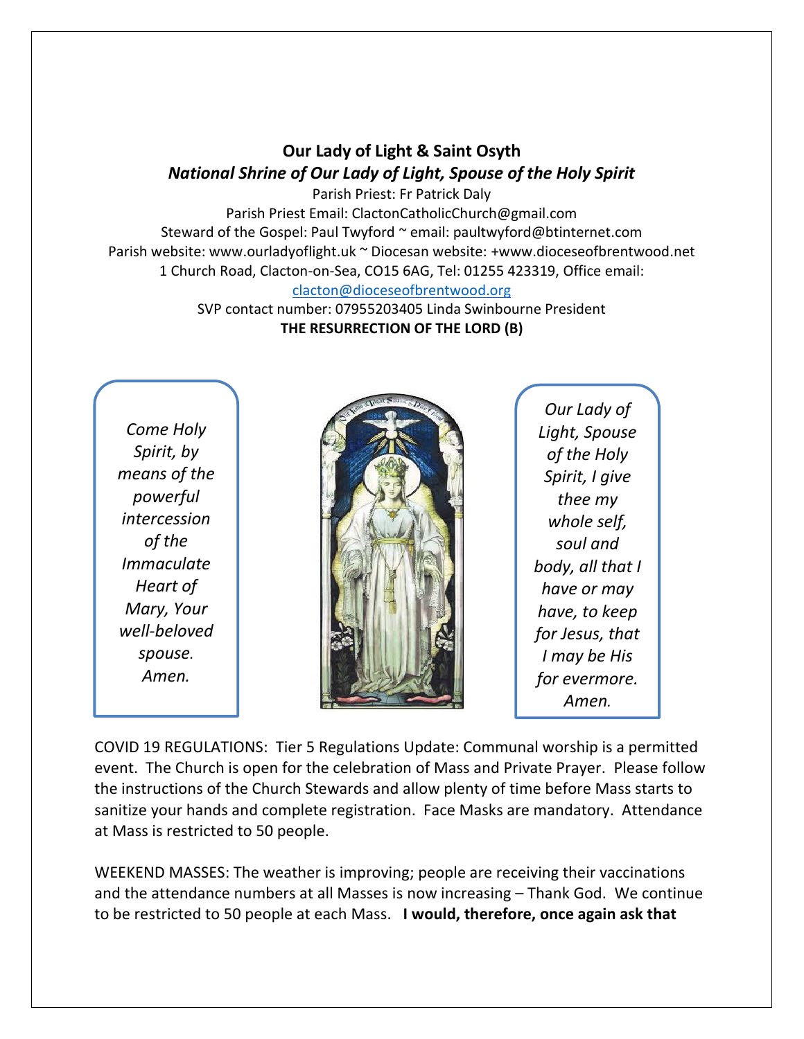**Our Lady of Light & Saint Osyth**

***National Shrine of Our Lady of Light, Spouse of the Holy Spirit***

Parish Priest: Fr Patrick Daly
Parish Priest Email: ClactonCatholicChurch@gmail.com
Steward of the Gospel: Paul Twyford ~ email: paultwyford@btinternet.com
Parish website: www.ourladyoflight.uk ~ Diocesan website: +www.dioceseofbrentwood.net
1 Church Road, Clacton-on-Sea, CO15 6AG, Tel: 01255 423319, Office email:
clacton@dioceseofbrentwood.org
SVP contact number: 07955203405 Linda Swinbourne President

**THE RESURRECTION OF THE LORD (B)**

*Come Holy Spirit, by means of the powerful intercession of the Immaculate Heart of Mary, Your well-beloved spouse. Amen.*

*Our Lady of Light, Spouse of the Holy Spirit, I give thee my whole self, soul and body, all that I have or may have, to keep for Jesus, that I may be His for evermore. Amen.*

COVID 19 REGULATIONS: Tier 5 Regulations Update: Communal worship is a permitted event. The Church is open for the celebration of Mass and Private Prayer. Please follow the instructions of the Church Stewards and allow plenty of time before Mass starts to sanitize your hands and complete registration. Face Masks are mandatory. Attendance at Mass is restricted to 50 people.

WEEKEND MASSES: The weather is improving; people are receiving their vaccinations and the attendance numbers at all Masses is now increasing – Thank God. We continue to be restricted to 50 people at each Mass. **I would, therefore, once again ask that**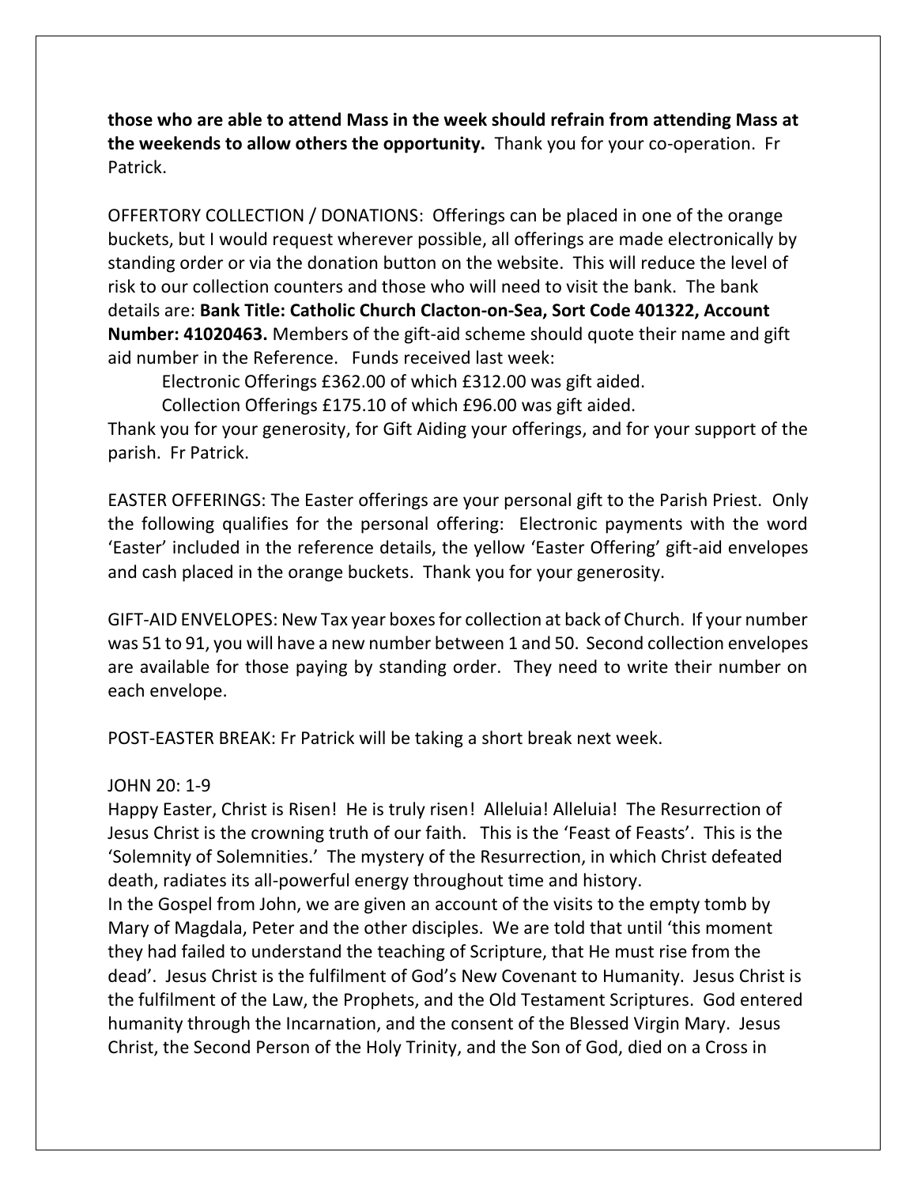**those who are able to attend Mass in the week should refrain from attending Mass at the weekends to allow others the opportunity.** Thank you for your co-operation. Fr Patrick.

OFFERTORY COLLECTION / DONATIONS: Offerings can be placed in one of the orange buckets, but I would request wherever possible, all offerings are made electronically by standing order or via the donation button on the website. This will reduce the level of risk to our collection counters and those who will need to visit the bank. The bank details are: **Bank Title: Catholic Church Clacton-on-Sea, Sort Code 401322, Account Number: 41020463.** Members of the gift-aid scheme should quote their name and gift aid number in the Reference. Funds received last week:

Electronic Offerings £362.00 of which £312.00 was gift aided.

Collection Offerings £175.10 of which £96.00 was gift aided.

Thank you for your generosity, for Gift Aiding your offerings, and for your support of the parish. Fr Patrick.

EASTER OFFERINGS: The Easter offerings are your personal gift to the Parish Priest. Only the following qualifies for the personal offering: Electronic payments with the word 'Easter' included in the reference details, the yellow 'Easter Offering' gift-aid envelopes and cash placed in the orange buckets. Thank you for your generosity.

GIFT-AID ENVELOPES: New Tax year boxes for collection at back of Church. If your number was 51 to 91, you will have a new number between 1 and 50. Second collection envelopes are available for those paying by standing order. They need to write their number on each envelope.

POST-EASTER BREAK: Fr Patrick will be taking a short break next week.

JOHN 20: 1-9

Happy Easter, Christ is Risen! He is truly risen! Alleluia! Alleluia! The Resurrection of Jesus Christ is the crowning truth of our faith. This is the 'Feast of Feasts'. This is the 'Solemnity of Solemnities.' The mystery of the Resurrection, in which Christ defeated death, radiates its all-powerful energy throughout time and history.

In the Gospel from John, we are given an account of the visits to the empty tomb by Mary of Magdala, Peter and the other disciples. We are told that until 'this moment they had failed to understand the teaching of Scripture, that He must rise from the dead'. Jesus Christ is the fulfilment of God's New Covenant to Humanity. Jesus Christ is the fulfilment of the Law, the Prophets, and the Old Testament Scriptures. God entered humanity through the Incarnation, and the consent of the Blessed Virgin Mary. Jesus Christ, the Second Person of the Holy Trinity, and the Son of God, died on a Cross in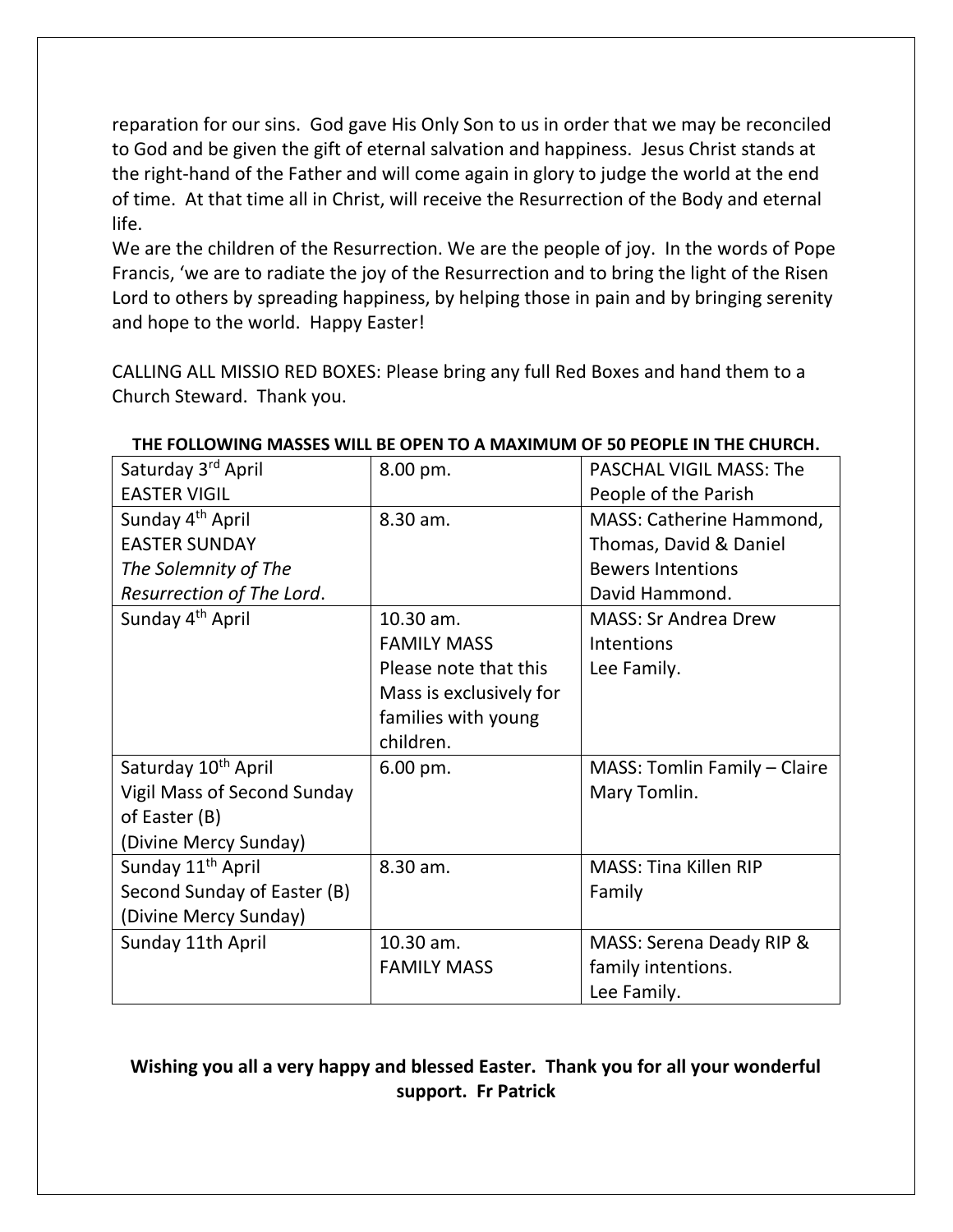reparation for our sins. God gave His Only Son to us in order that we may be reconciled to God and be given the gift of eternal salvation and happiness. Jesus Christ stands at the right-hand of the Father and will come again in glory to judge the world at the end of time. At that time all in Christ, will receive the Resurrection of the Body and eternal life.

We are the children of the Resurrection. We are the people of joy. In the words of Pope Francis, 'we are to radiate the joy of the Resurrection and to bring the light of the Risen Lord to others by spreading happiness, by helping those in pain and by bringing serenity and hope to the world. Happy Easter!

CALLING ALL MISSIO RED BOXES: Please bring any full Red Boxes and hand them to a Church Steward. Thank you.

**THE FOLLOWING MASSES WILL BE OPEN TO A MAXIMUM OF 50 PEOPLE IN THE CHURCH.**

| | | |
|---|---|---|
| Saturday 3rd April<br>EASTER VIGIL | 8.00 pm. | PASCHAL VIGIL MASS: The People of the Parish |
| Sunday 4th April<br>EASTER SUNDAY<br>*The Solemnity of The Resurrection of The Lord*. | 8.30 am. | MASS: Catherine Hammond, Thomas, David & Daniel Bewers Intentions<br>David Hammond. |
| Sunday 4th April | 10.30 am.<br>FAMILY MASS<br>Please note that this Mass is exclusively for families with young children. | MASS: Sr Andrea Drew Intentions<br>Lee Family. |
| Saturday 10th April<br>Vigil Mass of Second Sunday of Easter (B)<br>(Divine Mercy Sunday) | 6.00 pm. | MASS: Tomlin Family – Claire Mary Tomlin. |
| Sunday 11th April<br>Second Sunday of Easter (B)<br>(Divine Mercy Sunday) | 8.30 am. | MASS: Tina Killen RIP<br>Family |
| Sunday 11th April | 10.30 am.<br>FAMILY MASS | MASS: Serena Deady RIP & family intentions.<br>Lee Family. |

**Wishing you all a very happy and blessed Easter. Thank you for all your wonderful support. Fr Patrick**